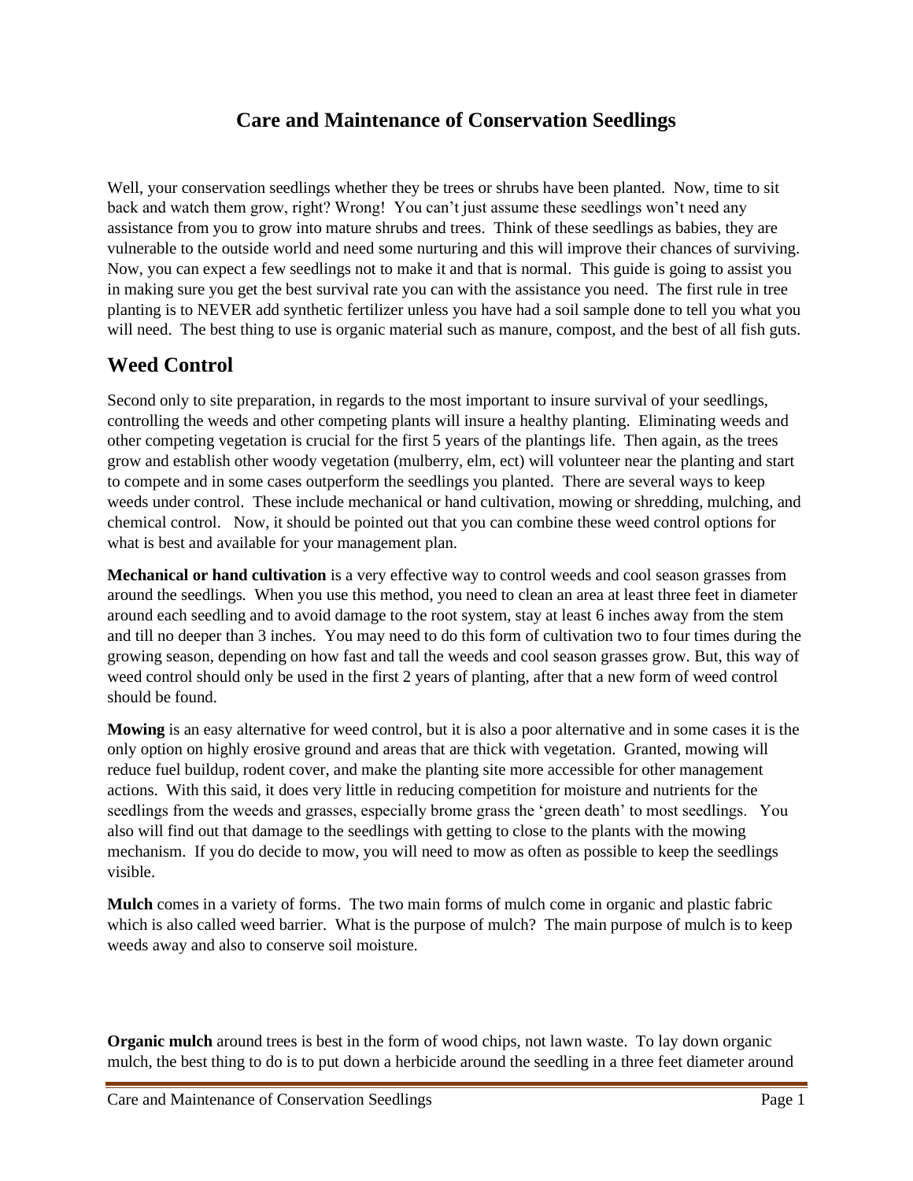# Care and Maintenance of Conservation Seedlings

Well, your conservation seedlings whether they be trees or shrubs have been planted. Now, time to sit back and watch them grow, right? Wrong! You can't just assume these seedlings won't need any assistance from you to grow into mature shrubs and trees. Think of these seedlings as babies, they are vulnerable to the outside world and need some nurturing and this will improve their chances of surviving. Now, you can expect a few seedlings not to make it and that is normal. This guide is going to assist you in making sure you get the best survival rate you can with the assistance you need. The first rule in tree planting is to NEVER add synthetic fertilizer unless you have had a soil sample done to tell you what you will need. The best thing to use is organic material such as manure, compost, and the best of all fish guts.

## Weed Control

Second only to site preparation, in regards to the most important to insure survival of your seedlings, controlling the weeds and other competing plants will insure a healthy planting. Eliminating weeds and other competing vegetation is crucial for the first 5 years of the plantings life. Then again, as the trees grow and establish other woody vegetation (mulberry, elm, ect) will volunteer near the planting and start to compete and in some cases outperform the seedlings you planted. There are several ways to keep weeds under control. These include mechanical or hand cultivation, mowing or shredding, mulching, and chemical control. Now, it should be pointed out that you can combine these weed control options for what is best and available for your management plan.

**Mechanical or hand cultivation** is a very effective way to control weeds and cool season grasses from around the seedlings. When you use this method, you need to clean an area at least three feet in diameter around each seedling and to avoid damage to the root system, stay at least 6 inches away from the stem and till no deeper than 3 inches. You may need to do this form of cultivation two to four times during the growing season, depending on how fast and tall the weeds and cool season grasses grow. But, this way of weed control should only be used in the first 2 years of planting, after that a new form of weed control should be found.

**Mowing** is an easy alternative for weed control, but it is also a poor alternative and in some cases it is the only option on highly erosive ground and areas that are thick with vegetation. Granted, mowing will reduce fuel buildup, rodent cover, and make the planting site more accessible for other management actions. With this said, it does very little in reducing competition for moisture and nutrients for the seedlings from the weeds and grasses, especially brome grass the 'green death' to most seedlings. You also will find out that damage to the seedlings with getting to close to the plants with the mowing mechanism. If you do decide to mow, you will need to mow as often as possible to keep the seedlings visible.

**Mulch** comes in a variety of forms. The two main forms of mulch come in organic and plastic fabric which is also called weed barrier. What is the purpose of mulch? The main purpose of mulch is to keep weeds away and also to conserve soil moisture.

**Organic mulch** around trees is best in the form of wood chips, not lawn waste. To lay down organic mulch, the best thing to do is to put down a herbicide around the seedling in a three feet diameter around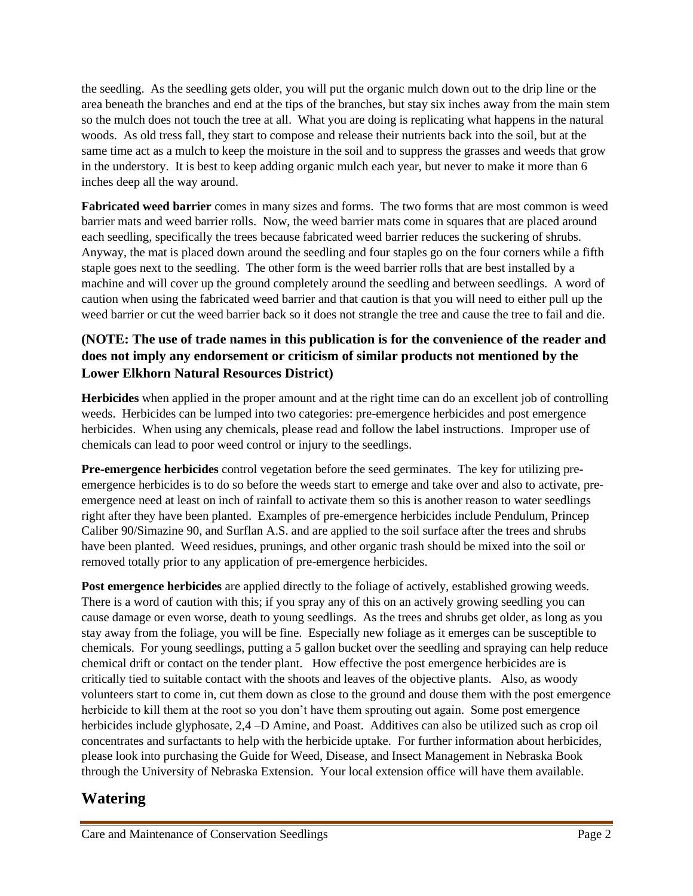the seedling. As the seedling gets older, you will put the organic mulch down out to the drip line or the area beneath the branches and end at the tips of the branches, but stay six inches away from the main stem so the mulch does not touch the tree at all. What you are doing is replicating what happens in the natural woods. As old tress fall, they start to compose and release their nutrients back into the soil, but at the same time act as a mulch to keep the moisture in the soil and to suppress the grasses and weeds that grow in the understory. It is best to keep adding organic mulch each year, but never to make it more than 6 inches deep all the way around.

**Fabricated weed barrier** comes in many sizes and forms. The two forms that are most common is weed barrier mats and weed barrier rolls. Now, the weed barrier mats come in squares that are placed around each seedling, specifically the trees because fabricated weed barrier reduces the suckering of shrubs. Anyway, the mat is placed down around the seedling and four staples go on the four corners while a fifth staple goes next to the seedling. The other form is the weed barrier rolls that are best installed by a machine and will cover up the ground completely around the seedling and between seedlings. A word of caution when using the fabricated weed barrier and that caution is that you will need to either pull up the weed barrier or cut the weed barrier back so it does not strangle the tree and cause the tree to fail and die.

**(NOTE: The use of trade names in this publication is for the convenience of the reader and does not imply any endorsement or criticism of similar products not mentioned by the Lower Elkhorn Natural Resources District)**

**Herbicides** when applied in the proper amount and at the right time can do an excellent job of controlling weeds. Herbicides can be lumped into two categories: pre-emergence herbicides and post emergence herbicides. When using any chemicals, please read and follow the label instructions. Improper use of chemicals can lead to poor weed control or injury to the seedlings.

**Pre-emergence herbicides** control vegetation before the seed germinates. The key for utilizing pre-emergence herbicides is to do so before the weeds start to emerge and take over and also to activate, pre-emergence need at least on inch of rainfall to activate them so this is another reason to water seedlings right after they have been planted. Examples of pre-emergence herbicides include Pendulum, Princep Caliber 90/Simazine 90, and Surflan A.S. and are applied to the soil surface after the trees and shrubs have been planted. Weed residues, prunings, and other organic trash should be mixed into the soil or removed totally prior to any application of pre-emergence herbicides.

**Post emergence herbicides** are applied directly to the foliage of actively, established growing weeds. There is a word of caution with this; if you spray any of this on an actively growing seedling you can cause damage or even worse, death to young seedlings. As the trees and shrubs get older, as long as you stay away from the foliage, you will be fine. Especially new foliage as it emerges can be susceptible to chemicals. For young seedlings, putting a 5 gallon bucket over the seedling and spraying can help reduce chemical drift or contact on the tender plant. How effective the post emergence herbicides are is critically tied to suitable contact with the shoots and leaves of the objective plants. Also, as woody volunteers start to come in, cut them down as close to the ground and douse them with the post emergence herbicide to kill them at the root so you don't have them sprouting out again. Some post emergence herbicides include glyphosate, 2,4 –D Amine, and Poast. Additives can also be utilized such as crop oil concentrates and surfactants to help with the herbicide uptake. For further information about herbicides, please look into purchasing the Guide for Weed, Disease, and Insect Management in Nebraska Book through the University of Nebraska Extension. Your local extension office will have them available.

## Watering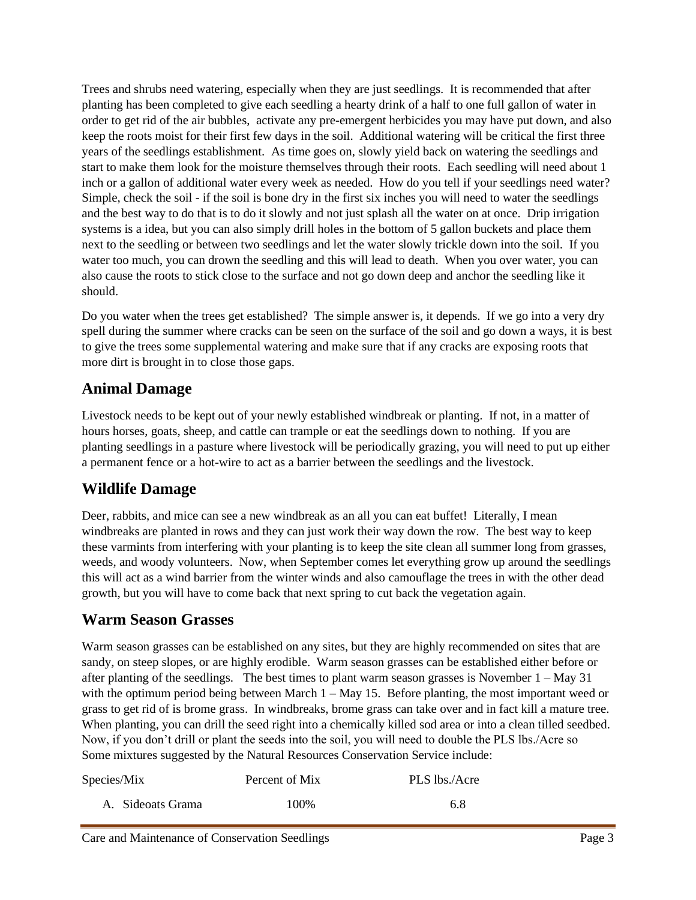Trees and shrubs need watering, especially when they are just seedlings. It is recommended that after planting has been completed to give each seedling a hearty drink of a half to one full gallon of water in order to get rid of the air bubbles, activate any pre-emergent herbicides you may have put down, and also keep the roots moist for their first few days in the soil. Additional watering will be critical the first three years of the seedlings establishment. As time goes on, slowly yield back on watering the seedlings and start to make them look for the moisture themselves through their roots. Each seedling will need about 1 inch or a gallon of additional water every week as needed. How do you tell if your seedlings need water? Simple, check the soil - if the soil is bone dry in the first six inches you will need to water the seedlings and the best way to do that is to do it slowly and not just splash all the water on at once. Drip irrigation systems is a idea, but you can also simply drill holes in the bottom of 5 gallon buckets and place them next to the seedling or between two seedlings and let the water slowly trickle down into the soil. If you water too much, you can drown the seedling and this will lead to death. When you over water, you can also cause the roots to stick close to the surface and not go down deep and anchor the seedling like it should.

Do you water when the trees get established? The simple answer is, it depends. If we go into a very dry spell during the summer where cracks can be seen on the surface of the soil and go down a ways, it is best to give the trees some supplemental watering and make sure that if any cracks are exposing roots that more dirt is brought in to close those gaps.

## Animal Damage

Livestock needs to be kept out of your newly established windbreak or planting. If not, in a matter of hours horses, goats, sheep, and cattle can trample or eat the seedlings down to nothing. If you are planting seedlings in a pasture where livestock will be periodically grazing, you will need to put up either a permanent fence or a hot-wire to act as a barrier between the seedlings and the livestock.

## Wildlife Damage

Deer, rabbits, and mice can see a new windbreak as an all you can eat buffet! Literally, I mean windbreaks are planted in rows and they can just work their way down the row. The best way to keep these varmints from interfering with your planting is to keep the site clean all summer long from grasses, weeds, and woody volunteers. Now, when September comes let everything grow up around the seedlings this will act as a wind barrier from the winter winds and also camouflage the trees in with the other dead growth, but you will have to come back that next spring to cut back the vegetation again.

## Warm Season Grasses

Warm season grasses can be established on any sites, but they are highly recommended on sites that are sandy, on steep slopes, or are highly erodible. Warm season grasses can be established either before or after planting of the seedlings. The best times to plant warm season grasses is November 1 – May 31 with the optimum period being between March 1 – May 15. Before planting, the most important weed or grass to get rid of is brome grass. In windbreaks, brome grass can take over and in fact kill a mature tree. When planting, you can drill the seed right into a chemically killed sod area or into a clean tilled seedbed. Now, if you don't drill or plant the seeds into the soil, you will need to double the PLS lbs./Acre so Some mixtures suggested by the Natural Resources Conservation Service include:

| Species/Mix | Percent of Mix | PLS lbs./Acre |
|---|---|---|
| A. Sideoats Grama | 100% | 6.8 |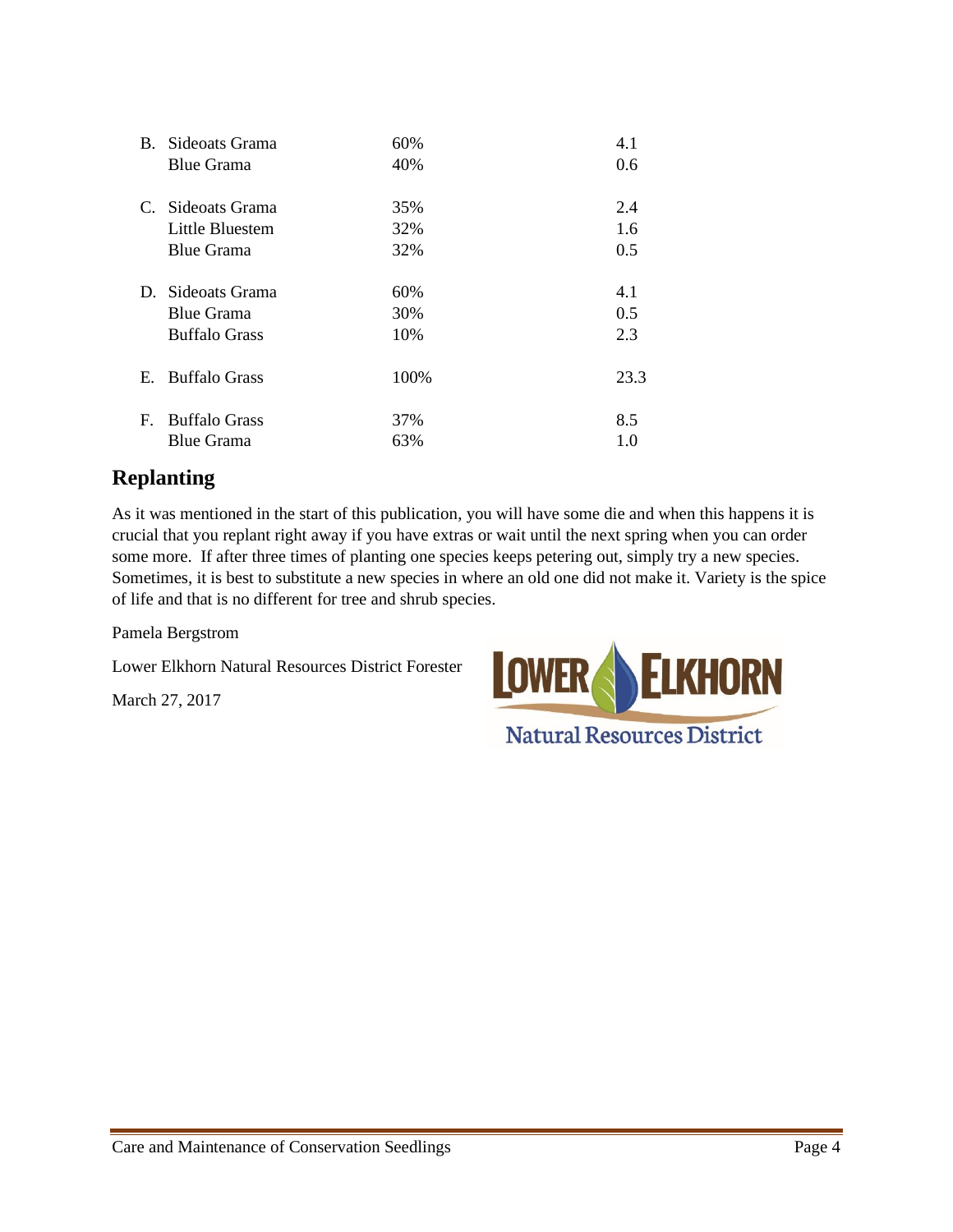| | | |
|---|---|---|
| B. Sideoats Grama | 60% | 4.1 |
| Blue Grama | 40% | 0.6 |
| C. Sideoats Grama | 35% | 2.4 |
| Little Bluestem | 32% | 1.6 |
| Blue Grama | 32% | 0.5 |
| D. Sideoats Grama | 60% | 4.1 |
| Blue Grama | 30% | 0.5 |
| Buffalo Grass | 10% | 2.3 |
| E. Buffalo Grass | 100% | 23.3 |
| F. Buffalo Grass | 37% | 8.5 |
| Blue Grama | 63% | 1.0 |

## Replanting

As it was mentioned in the start of this publication, you will have some die and when this happens it is crucial that you replant right away if you have extras or wait until the next spring when you can order some more. If after three times of planting one species keeps petering out, simply try a new species. Sometimes, it is best to substitute a new species in where an old one did not make it. Variety is the spice of life and that is no different for tree and shrub species.

Pamela Bergstrom

Lower Elkhorn Natural Resources District Forester

March 27, 2017

LOWER ELKHORN
Natural Resources District